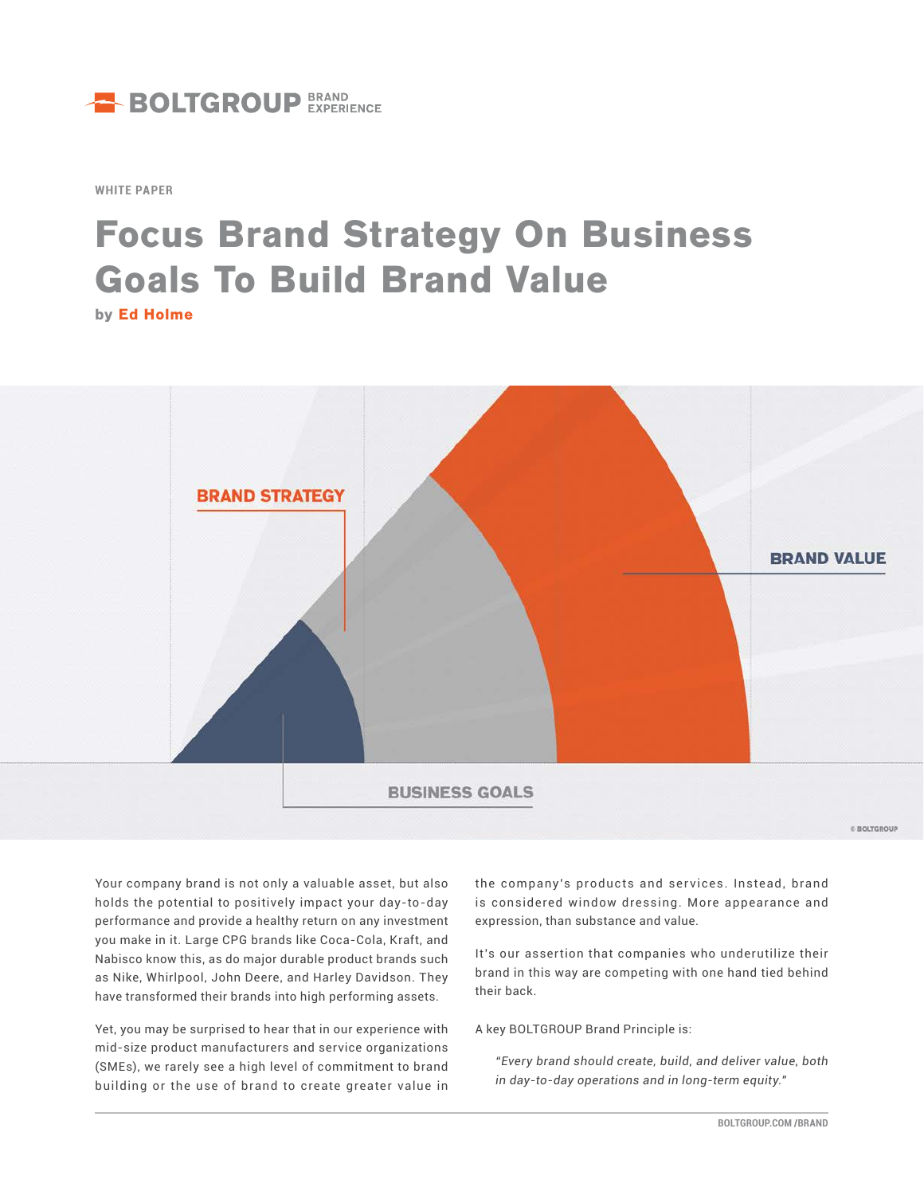BOLTGROUP BRAND EXPERIENCE

WHITE PAPER

# Focus Brand Strategy On Business Goals To Build Brand Value

by **Ed Holme**

BRAND STRATEGY

BRAND VALUE

BUSINESS GOALS

© BOLTGROUP

Your company brand is not only a valuable asset, but also holds the potential to positively impact your day-to-day performance and provide a healthy return on any investment you make in it. Large CPG brands like Coca-Cola, Kraft, and Nabisco know this, as do major durable product brands such as Nike, Whirlpool, John Deere, and Harley Davidson. They have transformed their brands into high performing assets.

Yet, you may be surprised to hear that in our experience with mid-size product manufacturers and service organizations (SMEs), we rarely see a high level of commitment to brand building or the use of brand to create greater value in the company's products and services. Instead, brand is considered window dressing. More appearance and expression, than substance and value.

It's our assertion that companies who underutilize their brand in this way are competing with one hand tied behind their back.

A key BOLTGROUP Brand Principle is:

> *"Every brand should create, build, and deliver value, both in day-to-day operations and in long-term equity."*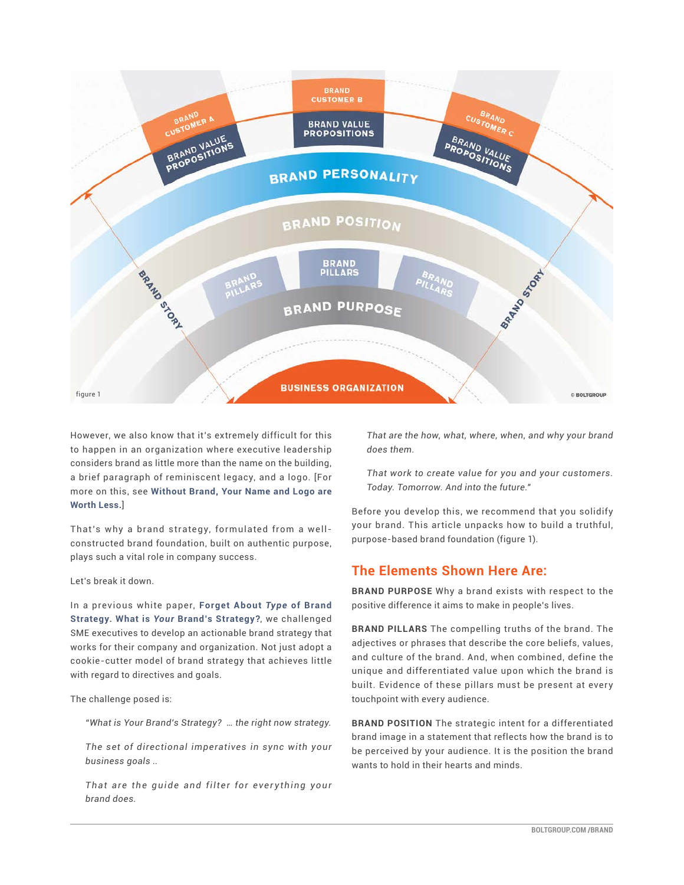figure 1

However, we also know that it's extremely difficult for this to happen in an organization where executive leadership considers brand as little more than the name on the building, a brief paragraph of reminiscent legacy, and a logo. [For more on this, see **Without Brand, Your Name and Logo are Worth Less.**]

That's why a brand strategy, formulated from a well-constructed brand foundation, built on authentic purpose, plays such a vital role in company success.

Let's break it down.

In a previous white paper, **Forget About *Type* of Brand Strategy. What is *Your* Brand's Strategy?**, we challenged SME executives to develop an actionable brand strategy that works for their company and organization. Not just adopt a cookie-cutter model of brand strategy that achieves little with regard to directives and goals.

The challenge posed is:

> *"What is Your Brand's Strategy? … the right now strategy.*
>
> *The set of directional imperatives in sync with your business goals ..*
>
> *That are the guide and filter for everything your brand does.*
>
> *That are the how, what, where, when, and why your brand does them.*
>
> *That work to create value for you and your customers. Today. Tomorrow. And into the future."*

Before you develop this, we recommend that you solidify your brand. This article unpacks how to build a truthful, purpose-based brand foundation (figure 1).

## The Elements Shown Here Are:

**BRAND PURPOSE** Why a brand exists with respect to the positive difference it aims to make in people's lives.

**BRAND PILLARS** The compelling truths of the brand. The adjectives or phrases that describe the core beliefs, values, and culture of the brand. And, when combined, define the unique and differentiated value upon which the brand is built. Evidence of these pillars must be present at every touchpoint with every audience.

**BRAND POSITION** The strategic intent for a differentiated brand image in a statement that reflects how the brand is to be perceived by your audience. It is the position the brand wants to hold in their hearts and minds.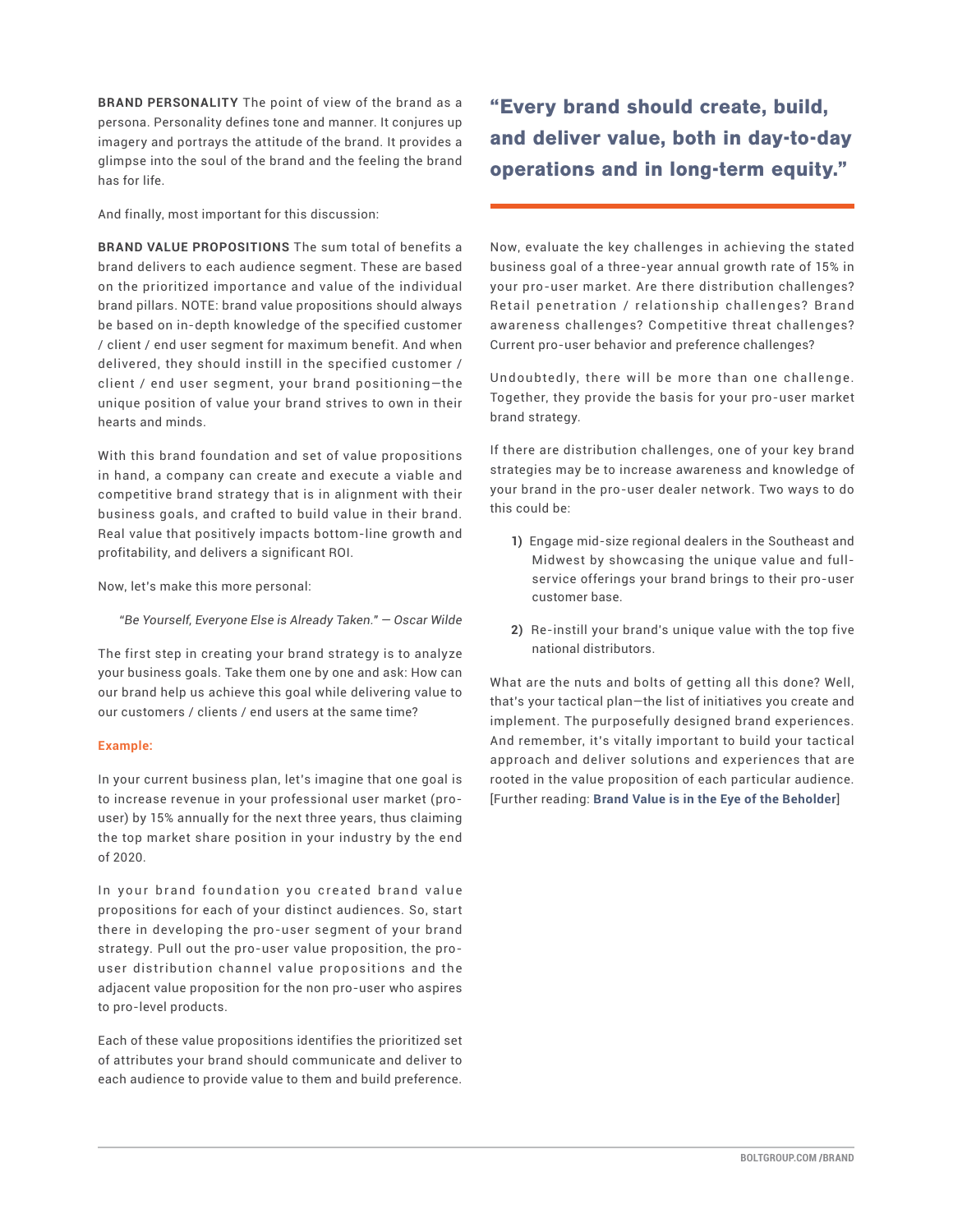**BRAND PERSONALITY** The point of view of the brand as a persona. Personality defines tone and manner. It conjures up imagery and portrays the attitude of the brand. It provides a glimpse into the soul of the brand and the feeling the brand has for life.

And finally, most important for this discussion:

**BRAND VALUE PROPOSITIONS** The sum total of benefits a brand delivers to each audience segment. These are based on the prioritized importance and value of the individual brand pillars. NOTE: brand value propositions should always be based on in-depth knowledge of the specified customer / client / end user segment for maximum benefit. And when delivered, they should instill in the specified customer / client / end user segment, your brand positioning—the unique position of value your brand strives to own in their hearts and minds.

With this brand foundation and set of value propositions in hand, a company can create and execute a viable and competitive brand strategy that is in alignment with their business goals, and crafted to build value in their brand. Real value that positively impacts bottom-line growth and profitability, and delivers a significant ROI.

Now, let's make this more personal:

> *"Be Yourself, Everyone Else is Already Taken." — Oscar Wilde*

The first step in creating your brand strategy is to analyze your business goals. Take them one by one and ask: How can our brand help us achieve this goal while delivering value to our customers / clients / end users at the same time?

**Example:**

In your current business plan, let's imagine that one goal is to increase revenue in your professional user market (pro-user) by 15% annually for the next three years, thus claiming the top market share position in your industry by the end of 2020.

In your brand foundation you created brand value propositions for each of your distinct audiences. So, start there in developing the pro-user segment of your brand strategy. Pull out the pro-user value proposition, the pro-user distribution channel value propositions and the adjacent value proposition for the non pro-user who aspires to pro-level products.

Each of these value propositions identifies the prioritized set of attributes your brand should communicate and deliver to each audience to provide value to them and build preference.

## "Every brand should create, build, and deliver value, both in day-to-day operations and in long-term equity."

Now, evaluate the key challenges in achieving the stated business goal of a three-year annual growth rate of 15% in your pro-user market. Are there distribution challenges? Retail penetration / relationship challenges? Brand awareness challenges? Competitive threat challenges? Current pro-user behavior and preference challenges?

Undoubtedly, there will be more than one challenge. Together, they provide the basis for your pro-user market brand strategy.

If there are distribution challenges, one of your key brand strategies may be to increase awareness and knowledge of your brand in the pro-user dealer network. Two ways to do this could be:

1) Engage mid-size regional dealers in the Southeast and Midwest by showcasing the unique value and full-service offerings your brand brings to their pro-user customer base.

2) Re-instill your brand's unique value with the top five national distributors.

What are the nuts and bolts of getting all this done? Well, that's your tactical plan—the list of initiatives you create and implement. The purposefully designed brand experiences. And remember, it's vitally important to build your tactical approach and deliver solutions and experiences that are rooted in the value proposition of each particular audience. [Further reading: **Brand Value is in the Eye of the Beholder**]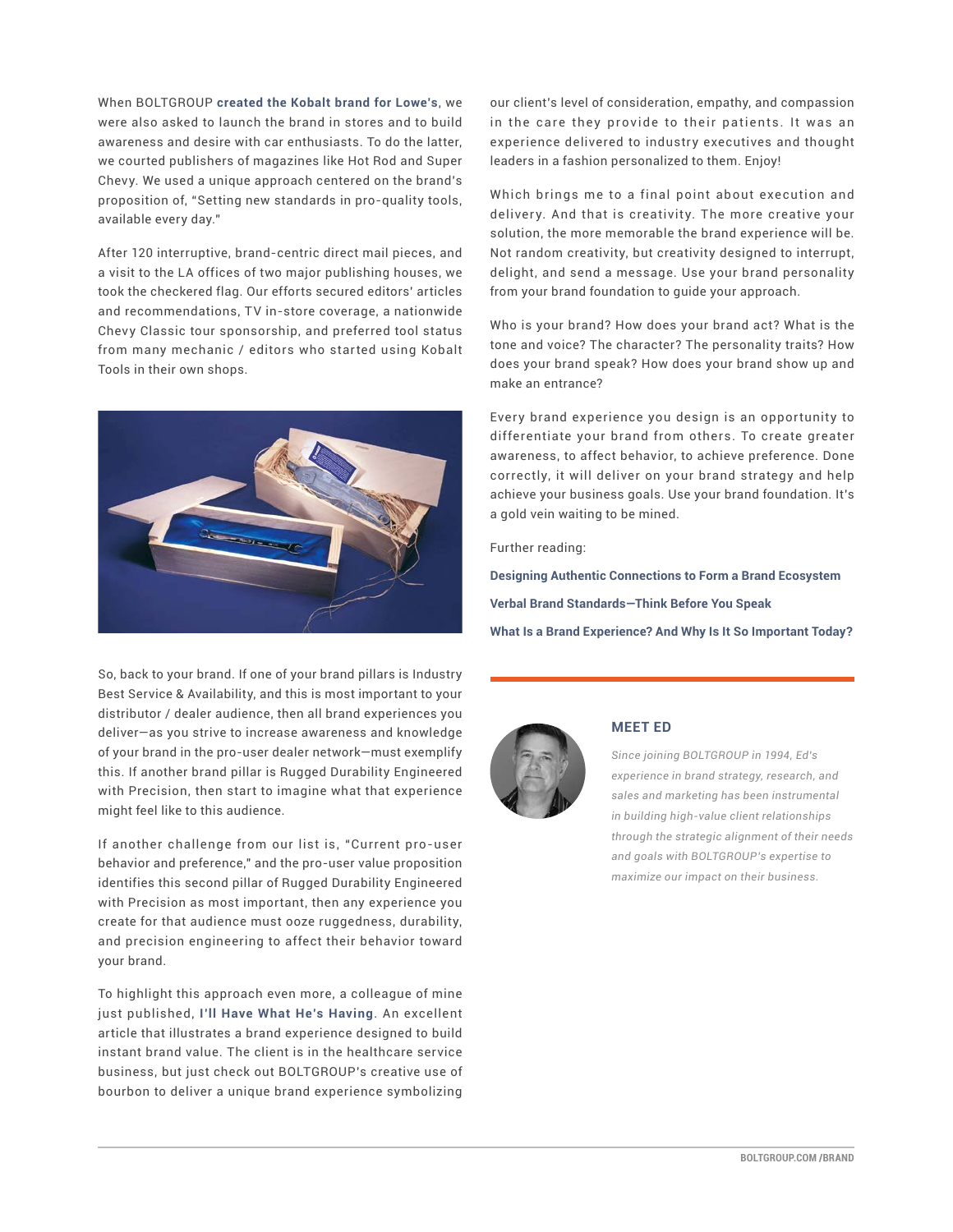When BOLTGROUP **created the Kobalt brand for Lowe's**, we were also asked to launch the brand in stores and to build awareness and desire with car enthusiasts. To do the latter, we courted publishers of magazines like Hot Rod and Super Chevy. We used a unique approach centered on the brand's proposition of, "Setting new standards in pro-quality tools, available every day."

After 120 interruptive, brand-centric direct mail pieces, and a visit to the LA offices of two major publishing houses, we took the checkered flag. Our efforts secured editors' articles and recommendations, TV in-store coverage, a nationwide Chevy Classic tour sponsorship, and preferred tool status from many mechanic / editors who started using Kobalt Tools in their own shops.

So, back to your brand. If one of your brand pillars is Industry Best Service & Availability, and this is most important to your distributor / dealer audience, then all brand experiences you deliver—as you strive to increase awareness and knowledge of your brand in the pro-user dealer network—must exemplify this. If another brand pillar is Rugged Durability Engineered with Precision, then start to imagine what that experience might feel like to this audience.

If another challenge from our list is, "Current pro-user behavior and preference," and the pro-user value proposition identifies this second pillar of Rugged Durability Engineered with Precision as most important, then any experience you create for that audience must ooze ruggedness, durability, and precision engineering to affect their behavior toward your brand.

To highlight this approach even more, a colleague of mine just published, **I'll Have What He's Having**. An excellent article that illustrates a brand experience designed to build instant brand value. The client is in the healthcare service business, but just check out BOLTGROUP's creative use of bourbon to deliver a unique brand experience symbolizing our client's level of consideration, empathy, and compassion in the care they provide to their patients. It was an experience delivered to industry executives and thought leaders in a fashion personalized to them. Enjoy!

Which brings me to a final point about execution and delivery. And that is creativity. The more creative your solution, the more memorable the brand experience will be. Not random creativity, but creativity designed to interrupt, delight, and send a message. Use your brand personality from your brand foundation to guide your approach.

Who is your brand? How does your brand act? What is the tone and voice? The character? The personality traits? How does your brand speak? How does your brand show up and make an entrance?

Every brand experience you design is an opportunity to differentiate your brand from others. To create greater awareness, to affect behavior, to achieve preference. Done correctly, it will deliver on your brand strategy and help achieve your business goals. Use your brand foundation. It's a gold vein waiting to be mined.

Further reading:

**Designing Authentic Connections to Form a Brand Ecosystem**

**Verbal Brand Standards—Think Before You Speak**

**What Is a Brand Experience? And Why Is It So Important Today?**

### MEET ED

*Since joining BOLTGROUP in 1994, Ed's experience in brand strategy, research, and sales and marketing has been instrumental in building high-value client relationships through the strategic alignment of their needs and goals with BOLTGROUP's expertise to maximize our impact on their business.*